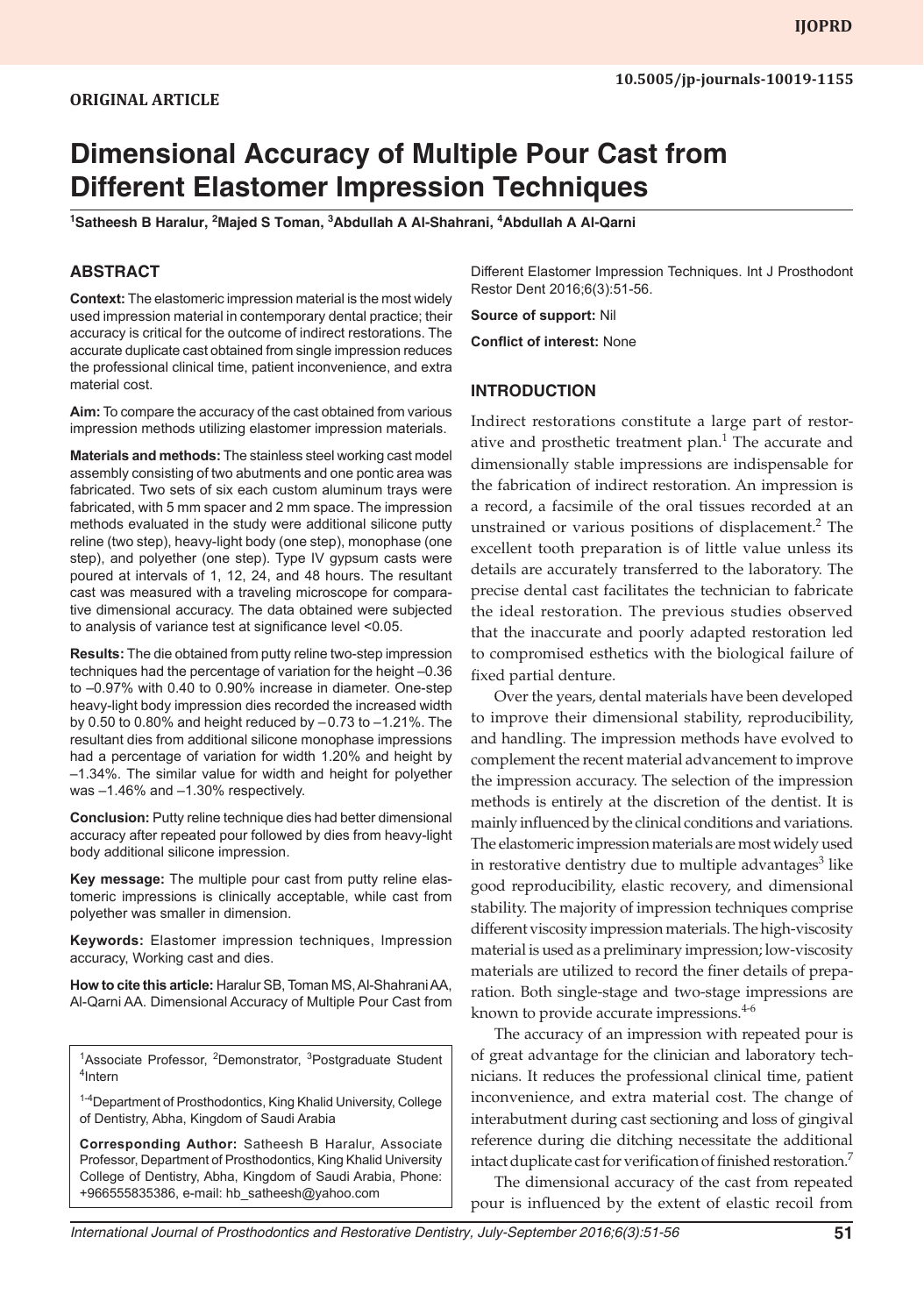ORIGINAL ARTICLE

# Dimensional Accuracy of Multiple Pour Cast from Different Elastomer Impression Techniques

[1]Satheesh B Haralur, [2]Majed S Toman, [3]Abdullah A Al-Shahrani, [4]Abdullah A Al-Qarni

## ABSTRACT

**Context:** The elastomeric impression material is the most widely used impression material in contemporary dental practice; their accuracy is critical for the outcome of indirect restorations. The accurate duplicate cast obtained from single impression reduces the professional clinical time, patient inconvenience, and extra material cost.

**Aim:** To compare the accuracy of the cast obtained from various impression methods utilizing elastomer impression materials.

**Materials and methods:** The stainless steel working cast model assembly consisting of two abutments and one pontic area was fabricated. Two sets of six each custom aluminum trays were fabricated, with 5 mm spacer and 2 mm space. The impression methods evaluated in the study were additional silicone putty reline (two step), heavy-light body (one step), monophase (one step), and polyether (one step). Type IV gypsum casts were poured at intervals of 1, 12, 24, and 48 hours. The resultant cast was measured with a traveling microscope for comparative dimensional accuracy. The data obtained were subjected to analysis of variance test at significance level <0.05.

**Results:** The die obtained from putty reline two-step impression techniques had the percentage of variation for the height –0.36 to –0.97% with 0.40 to 0.90% increase in diameter. One-step heavy-light body impression dies recorded the increased width by 0.50 to 0.80% and height reduced by –0.73 to –1.21%. The resultant dies from additional silicone monophase impressions had a percentage of variation for width 1.20% and height by –1.34%. The similar value for width and height for polyether was –1.46% and –1.30% respectively.

**Conclusion:** Putty reline technique dies had better dimensional accuracy after repeated pour followed by dies from heavy-light body additional silicone impression.

**Key message:** The multiple pour cast from putty reline elastomeric impressions is clinically acceptable, while cast from polyether was smaller in dimension.

**Keywords:** Elastomer impression techniques, Impression accuracy, Working cast and dies.

**How to cite this article:** Haralur SB, Toman MS, Al-Shahrani AA, Al-Qarni AA. Dimensional Accuracy of Multiple Pour Cast from Different Elastomer Impression Techniques. Int J Prosthodont Restor Dent 2016;6(3):51-56.

**Source of support:** Nil

**Conflict of interest:** None

[1]Associate Professor, [2]Demonstrator, [3]Postgraduate Student [4]Intern

[1-4]Department of Prosthodontics, King Khalid University, College of Dentistry, Abha, Kingdom of Saudi Arabia

**Corresponding Author:** Satheesh B Haralur, Associate Professor, Department of Prosthodontics, King Khalid University College of Dentistry, Abha, Kingdom of Saudi Arabia, Phone: +966555835386, e-mail: hb_satheesh@yahoo.com

## INTRODUCTION

Indirect restorations constitute a large part of restorative and prosthetic treatment plan.[1] The accurate and dimensionally stable impressions are indispensable for the fabrication of indirect restoration. An impression is a record, a facsimile of the oral tissues recorded at an unstrained or various positions of displacement.[2] The excellent tooth preparation is of little value unless its details are accurately transferred to the laboratory. The precise dental cast facilitates the technician to fabricate the ideal restoration. The previous studies observed that the inaccurate and poorly adapted restoration led to compromised esthetics with the biological failure of fixed partial denture.

Over the years, dental materials have been developed to improve their dimensional stability, reproducibility, and handling. The impression methods have evolved to complement the recent material advancement to improve the impression accuracy. The selection of the impression methods is entirely at the discretion of the dentist. It is mainly influenced by the clinical conditions and variations. The elastomeric impression materials are most widely used in restorative dentistry due to multiple advantages[3] like good reproducibility, elastic recovery, and dimensional stability. The majority of impression techniques comprise different viscosity impression materials. The high-viscosity material is used as a preliminary impression; low-viscosity materials are utilized to record the finer details of preparation. Both single-stage and two-stage impressions are known to provide accurate impressions.[4-6]

The accuracy of an impression with repeated pour is of great advantage for the clinician and laboratory technicians. It reduces the professional clinical time, patient inconvenience, and extra material cost. The change of interabutment during cast sectioning and loss of gingival reference during die ditching necessitate the additional intact duplicate cast for verification of finished restoration.[7]

The dimensional accuracy of the cast from repeated pour is influenced by the extent of elastic recoil from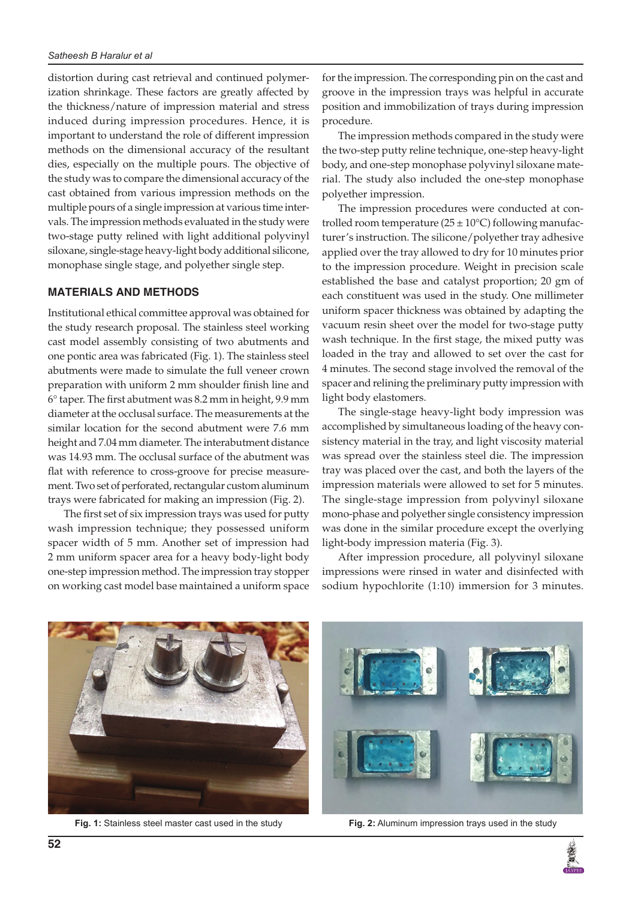distortion during cast retrieval and continued polymerization shrinkage. These factors are greatly affected by the thickness/nature of impression material and stress induced during impression procedures. Hence, it is important to understand the role of different impression methods on the dimensional accuracy of the resultant dies, especially on the multiple pours. The objective of the study was to compare the dimensional accuracy of the cast obtained from various impression methods on the multiple pours of a single impression at various time intervals. The impression methods evaluated in the study were two-stage putty relined with light additional polyvinyl siloxane, single-stage heavy-light body additional silicone, monophase single stage, and polyether single step.

## MATERIALS AND METHODS

Institutional ethical committee approval was obtained for the study research proposal. The stainless steel working cast model assembly consisting of two abutments and one pontic area was fabricated (Fig. 1). The stainless steel abutments were made to simulate the full veneer crown preparation with uniform 2 mm shoulder finish line and 6° taper. The first abutment was 8.2 mm in height, 9.9 mm diameter at the occlusal surface. The measurements at the similar location for the second abutment were 7.6 mm height and 7.04 mm diameter. The interabutment distance was 14.93 mm. The occlusal surface of the abutment was flat with reference to cross-groove for precise measurement. Two set of perforated, rectangular custom aluminum trays were fabricated for making an impression (Fig. 2).

The first set of six impression trays was used for putty wash impression technique; they possessed uniform spacer width of 5 mm. Another set of impression had 2 mm uniform spacer area for a heavy body-light body one-step impression method. The impression tray stopper on working cast model base maintained a uniform space for the impression. The corresponding pin on the cast and groove in the impression trays was helpful in accurate position and immobilization of trays during impression procedure.

The impression methods compared in the study were the two-step putty reline technique, one-step heavy-light body, and one-step monophase polyvinyl siloxane material. The study also included the one-step monophase polyether impression.

The impression procedures were conducted at controlled room temperature (25 ± 10°C) following manufacturer's instruction. The silicone/polyether tray adhesive applied over the tray allowed to dry for 10 minutes prior to the impression procedure. Weight in precision scale established the base and catalyst proportion; 20 gm of each constituent was used in the study. One millimeter uniform spacer thickness was obtained by adapting the vacuum resin sheet over the model for two-stage putty wash technique. In the first stage, the mixed putty was loaded in the tray and allowed to set over the cast for 4 minutes. The second stage involved the removal of the spacer and relining the preliminary putty impression with light body elastomers.

The single-stage heavy-light body impression was accomplished by simultaneous loading of the heavy consistency material in the tray, and light viscosity material was spread over the stainless steel die. The impression tray was placed over the cast, and both the layers of the impression materials were allowed to set for 5 minutes. The single-stage impression from polyvinyl siloxane mono-phase and polyether single consistency impression was done in the similar procedure except the overlying light-body impression materia (Fig. 3).

After impression procedure, all polyvinyl siloxane impressions were rinsed in water and disinfected with sodium hypochlorite (1:10) immersion for 3 minutes.

**Fig. 1:** Stainless steel master cast used in the study

**Fig. 2:** Aluminum impression trays used in the study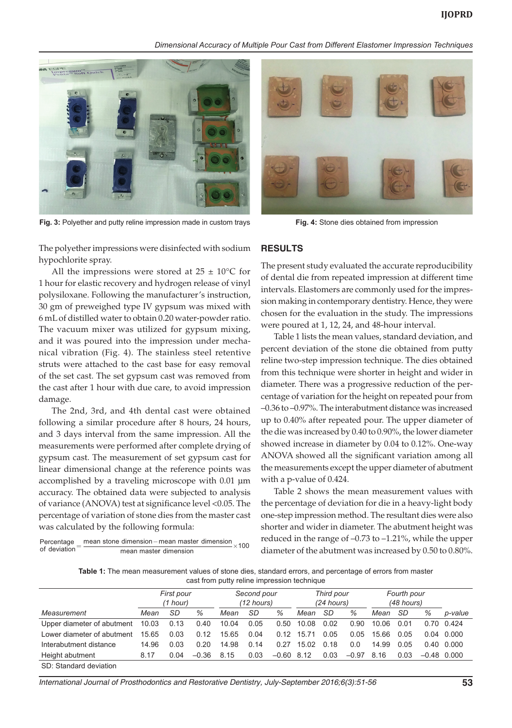Fig. 3: Polyether and putty reline impression made in custom trays

Fig. 4: Stone dies obtained from impression

The polyether impressions were disinfected with sodium hypochlorite spray.

All the impressions were stored at 25 ± 10°C for 1 hour for elastic recovery and hydrogen release of vinyl polysiloxane. Following the manufacturer's instruction, 30 gm of preweighed type IV gypsum was mixed with 6 mL of distilled water to obtain 0.20 water-powder ratio. The vacuum mixer was utilized for gypsum mixing, and it was poured into the impression under mechanical vibration (Fig. 4). The stainless steel retentive struts were attached to the cast base for easy removal of the set cast. The set gypsum cast was removed from the cast after 1 hour with due care, to avoid impression damage.

The 2nd, 3rd, and 4th dental cast were obtained following a similar procedure after 8 hours, 24 hours, and 3 days interval from the same impression. All the measurements were performed after complete drying of gypsum cast. The measurement of set gypsum cast for linear dimensional change at the reference points was accomplished by a traveling microscope with 0.01 µm accuracy. The obtained data were subjected to analysis of variance (ANOVA) test at significance level <0.05. The percentage of variation of stone dies from the master cast was calculated by the following formula:

$$\text{Percentage of deviation} = \frac{\text{mean stone dimension} - \text{mean master dimension}}{\text{mean master dimension}} \times 100$$

## RESULTS

The present study evaluated the accurate reproducibility of dental die from repeated impression at different time intervals. Elastomers are commonly used for the impression making in contemporary dentistry. Hence, they were chosen for the evaluation in the study. The impressions were poured at 1, 12, 24, and 48-hour interval.

Table 1 lists the mean values, standard deviation, and percent deviation of the stone die obtained from putty reline two-step impression technique. The dies obtained from this technique were shorter in height and wider in diameter. There was a progressive reduction of the percentage of variation for the height on repeated pour from –0.36 to –0.97%. The interabutment distance was increased up to 0.40% after repeated pour. The upper diameter of the die was increased by 0.40 to 0.90%, the lower diameter showed increase in diameter by 0.04 to 0.12%. One-way ANOVA showed all the significant variation among all the measurements except the upper diameter of abutment with a p-value of 0.424.

Table 2 shows the mean measurement values with the percentage of deviation for die in a heavy-light body one-step impression method. The resultant dies were also shorter and wider in diameter. The abutment height was reduced in the range of –0.73 to –1.21%, while the upper diameter of the abutment was increased by 0.50 to 0.80%.

**Table 1:** The mean measurement values of stone dies, standard errors, and percentage of errors from master cast from putty reline impression technique

| | *First pour (1 hour)* | | | *Second pour (12 hours)* | | | *Third pour (24 hours)* | | | *Fourth pour (48 hours)* | | | |
|---|---|---|---|---|---|---|---|---|---|---|---|---|---|
| *Measurement* | *Mean* | *SD* | *%* | *Mean* | *SD* | *%* | *Mean* | *SD* | *%* | *Mean* | *SD* | *%* | *p-value* |
| Upper diameter of abutment | 10.03 | 0.13 | 0.40 | 10.04 | 0.05 | 0.50 | 10.08 | 0.02 | 0.90 | 10.06 | 0.01 | 0.70 | 0.424 |
| Lower diameter of abutment | 15.65 | 0.03 | 0.12 | 15.65 | 0.04 | 0.12 | 15.71 | 0.05 | 0.05 | 15.66 | 0.05 | 0.04 | 0.000 |
| Interabutment distance | 14.96 | 0.03 | 0.20 | 14.98 | 0.14 | 0.27 | 15.02 | 0.18 | 0.0 | 14.99 | 0.05 | 0.40 | 0.000 |
| Height abutment | 8.17 | 0.04 | –0.36 | 8.15 | 0.03 | –0.60 | 8.12 | 0.03 | –0.97 | 8.16 | 0.03 | –0.48 | 0.000 |

SD: Standard deviation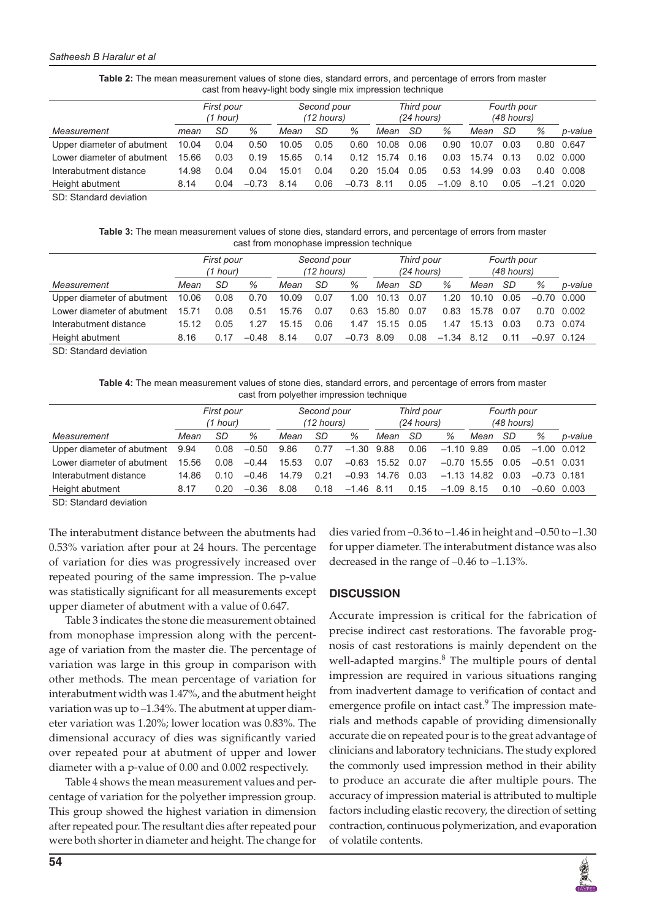**Table 2:** The mean measurement values of stone dies, standard errors, and percentage of errors from master cast from heavy-light body single mix impression technique

| | First pour (1 hour) | | | Second pour (12 hours) | | | Third pour (24 hours) | | | Fourth pour (48 hours) | | | |
|---|---|---|---|---|---|---|---|---|---|---|---|---|---|
| Measurement | mean | SD | % | Mean | SD | % | Mean | SD | % | Mean | SD | % | p-value |
| Upper diameter of abutment | 10.04 | 0.04 | 0.50 | 10.05 | 0.05 | 0.60 | 10.08 | 0.06 | 0.90 | 10.07 | 0.03 | 0.80 | 0.647 |
| Lower diameter of abutment | 15.66 | 0.03 | 0.19 | 15.65 | 0.14 | 0.12 | 15.74 | 0.16 | 0.03 | 15.74 | 0.13 | 0.02 | 0.000 |
| Interabutment distance | 14.98 | 0.04 | 0.04 | 15.01 | 0.04 | 0.20 | 15.04 | 0.05 | 0.53 | 14.99 | 0.03 | 0.40 | 0.008 |
| Height abutment | 8.14 | 0.04 | –0.73 | 8.14 | 0.06 | –0.73 | 8.11 | 0.05 | –1.09 | 8.10 | 0.05 | –1.21 | 0.020 |

SD: Standard deviation

**Table 3:** The mean measurement values of stone dies, standard errors, and percentage of errors from master cast from monophase impression technique

| | First pour (1 hour) | | | Second pour (12 hours) | | | Third pour (24 hours) | | | Fourth pour (48 hours) | | | |
|---|---|---|---|---|---|---|---|---|---|---|---|---|---|
| Measurement | Mean | SD | % | Mean | SD | % | Mean | SD | % | Mean | SD | % | p-value |
| Upper diameter of abutment | 10.06 | 0.08 | 0.70 | 10.09 | 0.07 | 1.00 | 10.13 | 0.07 | 1.20 | 10.10 | 0.05 | –0.70 | 0.000 |
| Lower diameter of abutment | 15.71 | 0.08 | 0.51 | 15.76 | 0.07 | 0.63 | 15.80 | 0.07 | 0.83 | 15.78 | 0.07 | 0.70 | 0.002 |
| Interabutment distance | 15.12 | 0.05 | 1.27 | 15.15 | 0.06 | 1.47 | 15.15 | 0.05 | 1.47 | 15.13 | 0.03 | 0.73 | 0.074 |
| Height abutment | 8.16 | 0.17 | –0.48 | 8.14 | 0.07 | –0.73 | 8.09 | 0.08 | –1.34 | 8.12 | 0.11 | –0.97 | 0.124 |

SD: Standard deviation

**Table 4:** The mean measurement values of stone dies, standard errors, and percentage of errors from master cast from polyether impression technique

| | First pour (1 hour) | | | Second pour (12 hours) | | | Third pour (24 hours) | | | Fourth pour (48 hours) | | | |
|---|---|---|---|---|---|---|---|---|---|---|---|---|---|
| Measurement | Mean | SD | % | Mean | SD | % | Mean | SD | % | Mean | SD | % | p-value |
| Upper diameter of abutment | 9.94 | 0.08 | –0.50 | 9.86 | 0.77 | –1.30 | 9.88 | 0.06 | –1.10 | 9.89 | 0.05 | –1.00 | 0.012 |
| Lower diameter of abutment | 15.56 | 0.08 | –0.44 | 15.53 | 0.07 | –0.63 | 15.52 | 0.07 | –0.70 | 15.55 | 0.05 | –0.51 | 0.031 |
| Interabutment distance | 14.86 | 0.10 | –0.46 | 14.79 | 0.21 | –0.93 | 14.76 | 0.03 | –1.13 | 14.82 | 0.03 | –0.73 | 0.181 |
| Height abutment | 8.17 | 0.20 | –0.36 | 8.08 | 0.18 | –1.46 | 8.11 | 0.15 | –1.09 | 8.15 | 0.10 | –0.60 | 0.003 |

SD: Standard deviation

The interabutment distance between the abutments had 0.53% variation after pour at 24 hours. The percentage of variation for dies was progressively increased over repeated pouring of the same impression. The p-value was statistically significant for all measurements except upper diameter of abutment with a value of 0.647.

Table 3 indicates the stone die measurement obtained from monophase impression along with the percentage of variation from the master die. The percentage of variation was large in this group in comparison with other methods. The mean percentage of variation for interabutment width was 1.47%, and the abutment height variation was up to –1.34%. The abutment at upper diameter variation was 1.20%; lower location was 0.83%. The dimensional accuracy of dies was significantly varied over repeated pour at abutment of upper and lower diameter with a p-value of 0.00 and 0.002 respectively.

Table 4 shows the mean measurement values and percentage of variation for the polyether impression group. This group showed the highest variation in dimension after repeated pour. The resultant dies after repeated pour were both shorter in diameter and height. The change for dies varied from –0.36 to –1.46 in height and –0.50 to –1.30 for upper diameter. The interabutment distance was also decreased in the range of –0.46 to –1.13%.

## DISCUSSION

Accurate impression is critical for the fabrication of precise indirect cast restorations. The favorable prognosis of cast restorations is mainly dependent on the well-adapted margins.[8] The multiple pours of dental impression are required in various situations ranging from inadvertent damage to verification of contact and emergence profile on intact cast.[9] The impression materials and methods capable of providing dimensionally accurate die on repeated pour is to the great advantage of clinicians and laboratory technicians. The study explored the commonly used impression method in their ability to produce an accurate die after multiple pours. The accuracy of impression material is attributed to multiple factors including elastic recovery, the direction of setting contraction, continuous polymerization, and evaporation of volatile contents.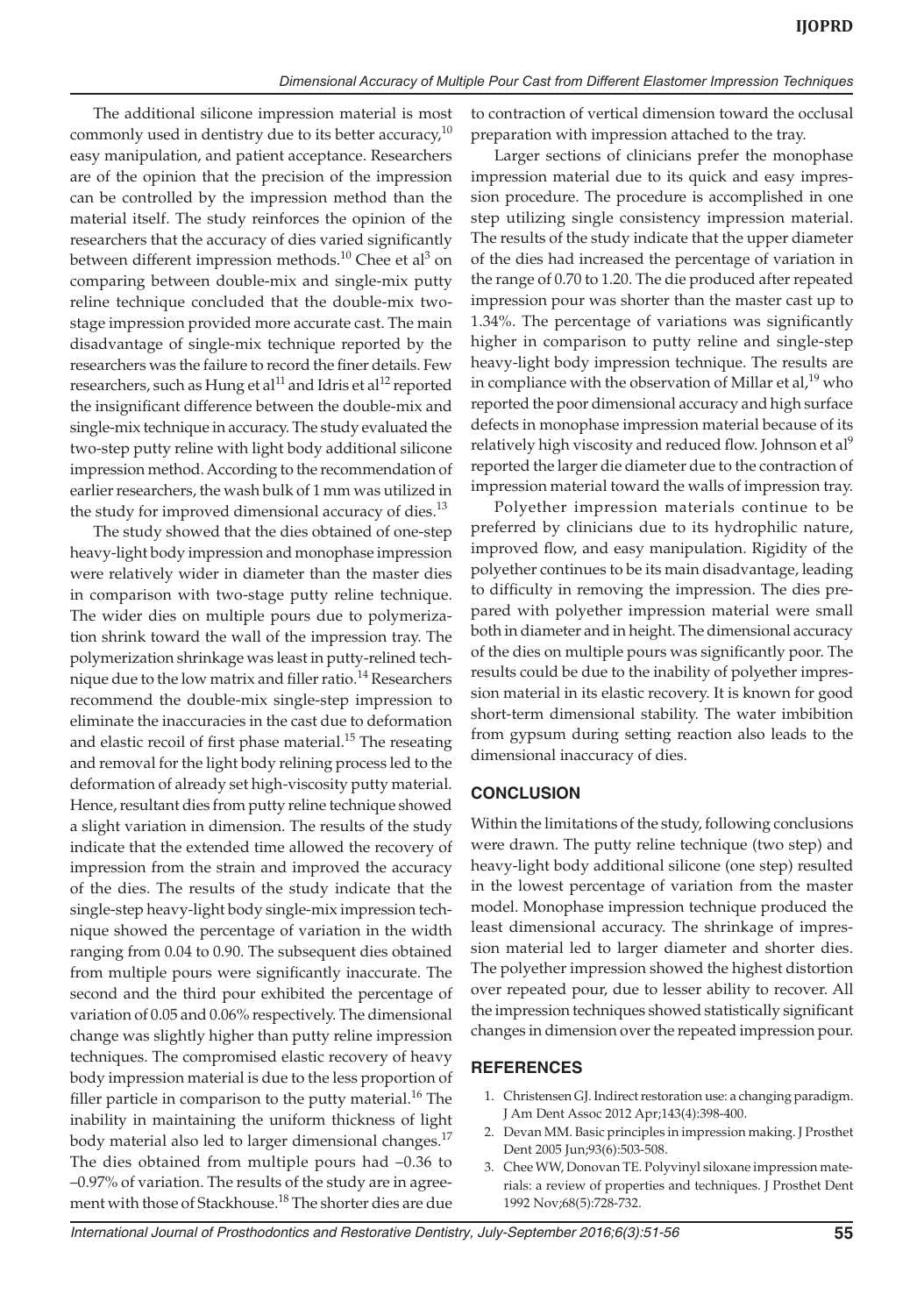The additional silicone impression material is most commonly used in dentistry due to its better accuracy,[10] easy manipulation, and patient acceptance. Researchers are of the opinion that the precision of the impression can be controlled by the impression method than the material itself. The study reinforces the opinion of the researchers that the accuracy of dies varied significantly between different impression methods.[10] Chee et al[3] on comparing between double-mix and single-mix putty reline technique concluded that the double-mix two-stage impression provided more accurate cast. The main disadvantage of single-mix technique reported by the researchers was the failure to record the finer details. Few researchers, such as Hung et al[11] and Idris et al[12] reported the insignificant difference between the double-mix and single-mix technique in accuracy. The study evaluated the two-step putty reline with light body additional silicone impression method. According to the recommendation of earlier researchers, the wash bulk of 1 mm was utilized in the study for improved dimensional accuracy of dies.[13]

The study showed that the dies obtained of one-step heavy-light body impression and monophase impression were relatively wider in diameter than the master dies in comparison with two-stage putty reline technique. The wider dies on multiple pours due to polymerization shrink toward the wall of the impression tray. The polymerization shrinkage was least in putty-relined technique due to the low matrix and filler ratio.[14] Researchers recommend the double-mix single-step impression to eliminate the inaccuracies in the cast due to deformation and elastic recoil of first phase material.[15] The reseating and removal for the light body relining process led to the deformation of already set high-viscosity putty material. Hence, resultant dies from putty reline technique showed a slight variation in dimension. The results of the study indicate that the extended time allowed the recovery of impression from the strain and improved the accuracy of the dies. The results of the study indicate that the single-step heavy-light body single-mix impression technique showed the percentage of variation in the width ranging from 0.04 to 0.90. The subsequent dies obtained from multiple pours were significantly inaccurate. The second and the third pour exhibited the percentage of variation of 0.05 and 0.06% respectively. The dimensional change was slightly higher than putty reline impression techniques. The compromised elastic recovery of heavy body impression material is due to the less proportion of filler particle in comparison to the putty material.[16] The inability in maintaining the uniform thickness of light body material also led to larger dimensional changes.[17] The dies obtained from multiple pours had –0.36 to –0.97% of variation. The results of the study are in agreement with those of Stackhouse.[18] The shorter dies are due to contraction of vertical dimension toward the occlusal preparation with impression attached to the tray.

Larger sections of clinicians prefer the monophase impression material due to its quick and easy impression procedure. The procedure is accomplished in one step utilizing single consistency impression material. The results of the study indicate that the upper diameter of the dies had increased the percentage of variation in the range of 0.70 to 1.20. The die produced after repeated impression pour was shorter than the master cast up to 1.34%. The percentage of variations was significantly higher in comparison to putty reline and single-step heavy-light body impression technique. The results are in compliance with the observation of Millar et al,[19] who reported the poor dimensional accuracy and high surface defects in monophase impression material because of its relatively high viscosity and reduced flow. Johnson et al[9] reported the larger die diameter due to the contraction of impression material toward the walls of impression tray.

Polyether impression materials continue to be preferred by clinicians due to its hydrophilic nature, improved flow, and easy manipulation. Rigidity of the polyether continues to be its main disadvantage, leading to difficulty in removing the impression. The dies prepared with polyether impression material were small both in diameter and in height. The dimensional accuracy of the dies on multiple pours was significantly poor. The results could be due to the inability of polyether impression material in its elastic recovery. It is known for good short-term dimensional stability. The water imbibition from gypsum during setting reaction also leads to the dimensional inaccuracy of dies.

## CONCLUSION

Within the limitations of the study, following conclusions were drawn. The putty reline technique (two step) and heavy-light body additional silicone (one step) resulted in the lowest percentage of variation from the master model. Monophase impression technique produced the least dimensional accuracy. The shrinkage of impression material led to larger diameter and shorter dies. The polyether impression showed the highest distortion over repeated pour, due to lesser ability to recover. All the impression techniques showed statistically significant changes in dimension over the repeated impression pour.

## REFERENCES

1. Christensen GJ. Indirect restoration use: a changing paradigm. J Am Dent Assoc 2012 Apr;143(4):398-400.
2. Devan MM. Basic principles in impression making. J Prosthet Dent 2005 Jun;93(6):503-508.
3. Chee WW, Donovan TE. Polyvinyl siloxane impression materials: a review of properties and techniques. J Prosthet Dent 1992 Nov;68(5):728-732.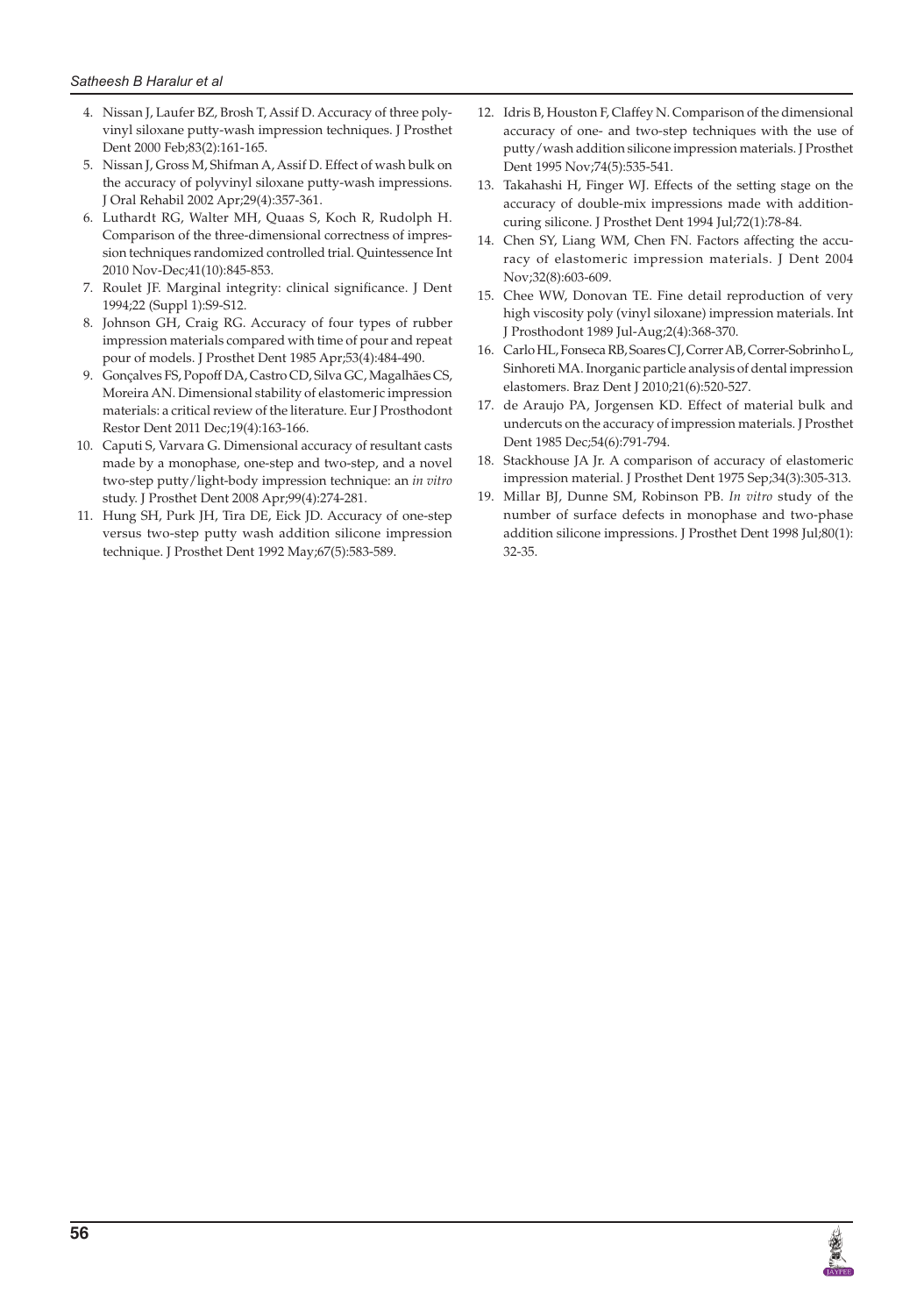4. Nissan J, Laufer BZ, Brosh T, Assif D. Accuracy of three polyvinyl siloxane putty-wash impression techniques. J Prosthet Dent 2000 Feb;83(2):161-165.
5. Nissan J, Gross M, Shifman A, Assif D. Effect of wash bulk on the accuracy of polyvinyl siloxane putty-wash impressions. J Oral Rehabil 2002 Apr;29(4):357-361.
6. Luthardt RG, Walter MH, Quaas S, Koch R, Rudolph H. Comparison of the three-dimensional correctness of impression techniques randomized controlled trial. Quintessence Int 2010 Nov-Dec;41(10):845-853.
7. Roulet JF. Marginal integrity: clinical significance. J Dent 1994;22 (Suppl 1):S9-S12.
8. Johnson GH, Craig RG. Accuracy of four types of rubber impression materials compared with time of pour and repeat pour of models. J Prosthet Dent 1985 Apr;53(4):484-490.
9. Gonçalves FS, Popoff DA, Castro CD, Silva GC, Magalhães CS, Moreira AN. Dimensional stability of elastomeric impression materials: a critical review of the literature. Eur J Prosthodont Restor Dent 2011 Dec;19(4):163-166.
10. Caputi S, Varvara G. Dimensional accuracy of resultant casts made by a monophase, one-step and two-step, and a novel two-step putty/light-body impression technique: an *in vitro* study. J Prosthet Dent 2008 Apr;99(4):274-281.
11. Hung SH, Purk JH, Tira DE, Eick JD. Accuracy of one-step versus two-step putty wash addition silicone impression technique. J Prosthet Dent 1992 May;67(5):583-589.
12. Idris B, Houston F, Claffey N. Comparison of the dimensional accuracy of one- and two-step techniques with the use of putty/wash addition silicone impression materials. J Prosthet Dent 1995 Nov;74(5):535-541.
13. Takahashi H, Finger WJ. Effects of the setting stage on the accuracy of double-mix impressions made with addition-curing silicone. J Prosthet Dent 1994 Jul;72(1):78-84.
14. Chen SY, Liang WM, Chen FN. Factors affecting the accuracy of elastomeric impression materials. J Dent 2004 Nov;32(8):603-609.
15. Chee WW, Donovan TE. Fine detail reproduction of very high viscosity poly (vinyl siloxane) impression materials. Int J Prosthodont 1989 Jul-Aug;2(4):368-370.
16. Carlo HL, Fonseca RB, Soares CJ, Correr AB, Correr-Sobrinho L, Sinhoreti MA. Inorganic particle analysis of dental impression elastomers. Braz Dent J 2010;21(6):520-527.
17. de Araujo PA, Jorgensen KD. Effect of material bulk and undercuts on the accuracy of impression materials. J Prosthet Dent 1985 Dec;54(6):791-794.
18. Stackhouse JA Jr. A comparison of accuracy of elastomeric impression material. J Prosthet Dent 1975 Sep;34(3):305-313.
19. Millar BJ, Dunne SM, Robinson PB. *In vitro* study of the number of surface defects in monophase and two-phase addition silicone impressions. J Prosthet Dent 1998 Jul;80(1):32-35.